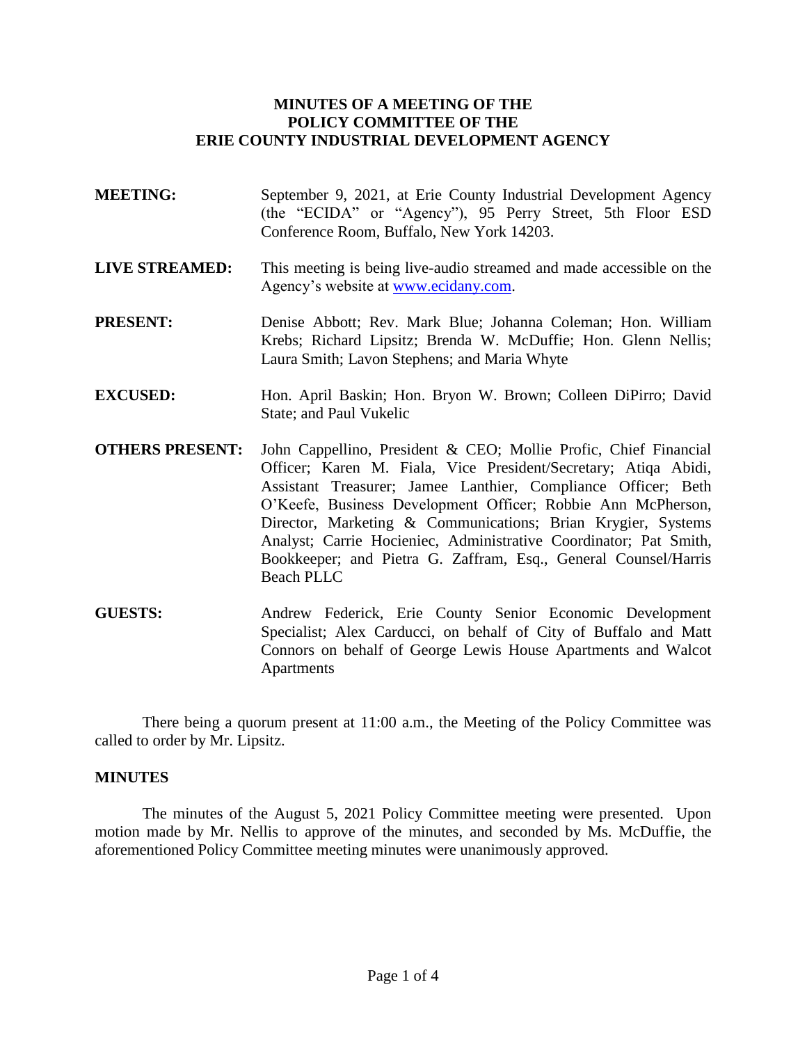**MINUTES OF A MEETING OF THE POLICY COMMITTEE OF THE ERIE COUNTY INDUSTRIAL DEVELOPMENT AGENCY**

**MEETING:** September 9, 2021, at Erie County Industrial Development Agency (the "ECIDA" or "Agency"), 95 Perry Street, 5th Floor ESD Conference Room, Buffalo, New York 14203.

**LIVE STREAMED:** This meeting is being live-audio streamed and made accessible on the Agency's website at www.ecidany.com.

**PRESENT:** Denise Abbott; Rev. Mark Blue; Johanna Coleman; Hon. William Krebs; Richard Lipsitz; Brenda W. McDuffie; Hon. Glenn Nellis; Laura Smith; Lavon Stephens; and Maria Whyte

**EXCUSED:** Hon. April Baskin; Hon. Bryon W. Brown; Colleen DiPirro; David State; and Paul Vukelic

**OTHERS PRESENT:** John Cappellino, President & CEO; Mollie Profic, Chief Financial Officer; Karen M. Fiala, Vice President/Secretary; Atiqa Abidi, Assistant Treasurer; Jamee Lanthier, Compliance Officer; Beth O'Keefe, Business Development Officer; Robbie Ann McPherson, Director, Marketing & Communications; Brian Krygier, Systems Analyst; Carrie Hocieniec, Administrative Coordinator; Pat Smith, Bookkeeper; and Pietra G. Zaffram, Esq., General Counsel/Harris Beach PLLC

**GUESTS:** Andrew Federick, Erie County Senior Economic Development Specialist; Alex Carducci, on behalf of City of Buffalo and Matt Connors on behalf of George Lewis House Apartments and Walcot Apartments

There being a quorum present at 11:00 a.m., the Meeting of the Policy Committee was called to order by Mr. Lipsitz.

## MINUTES

The minutes of the August 5, 2021 Policy Committee meeting were presented. Upon motion made by Mr. Nellis to approve of the minutes, and seconded by Ms. McDuffie, the aforementioned Policy Committee meeting minutes were unanimously approved.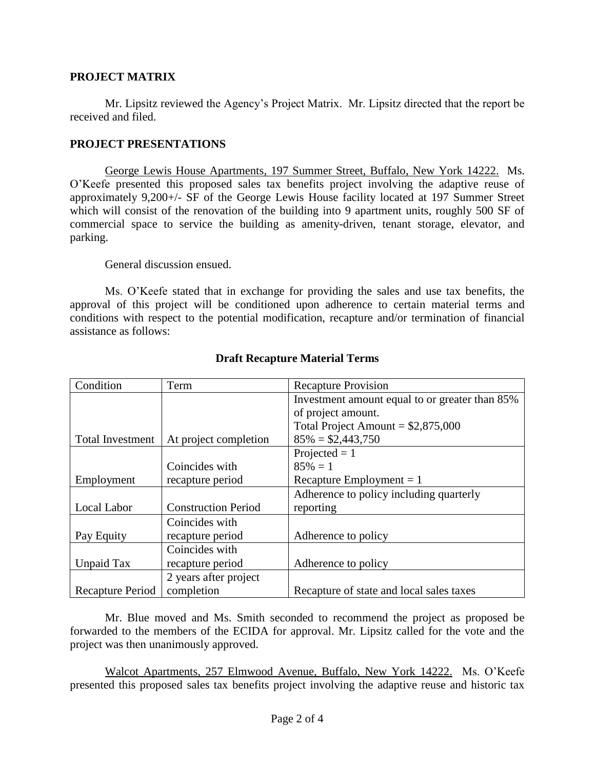**PROJECT MATRIX**

Mr. Lipsitz reviewed the Agency's Project Matrix. Mr. Lipsitz directed that the report be received and filed.

**PROJECT PRESENTATIONS**

George Lewis House Apartments, 197 Summer Street, Buffalo, New York 14222. Ms. O'Keefe presented this proposed sales tax benefits project involving the adaptive reuse of approximately 9,200+/- SF of the George Lewis House facility located at 197 Summer Street which will consist of the renovation of the building into 9 apartment units, roughly 500 SF of commercial space to service the building as amenity-driven, tenant storage, elevator, and parking.

General discussion ensued.

Ms. O'Keefe stated that in exchange for providing the sales and use tax benefits, the approval of this project will be conditioned upon adherence to certain material terms and conditions with respect to the potential modification, recapture and/or termination of financial assistance as follows:

**Draft Recapture Material Terms**

| Condition | Term | Recapture Provision |
|---|---|---|
| Total Investment | At project completion | Investment amount equal to or greater than 85% of project amount.<br>Total Project Amount = $2,875,000<br>85% = $2,443,750 |
| Employment | Coincides with recapture period | Projected = 1<br>85% = 1<br>Recapture Employment = 1 |
| Local Labor | Construction Period | Adherence to policy including quarterly reporting |
| Pay Equity | Coincides with recapture period | Adherence to policy |
| Unpaid Tax | Coincides with recapture period | Adherence to policy |
| Recapture Period | 2 years after project completion | Recapture of state and local sales taxes |

Mr. Blue moved and Ms. Smith seconded to recommend the project as proposed be forwarded to the members of the ECIDA for approval. Mr. Lipsitz called for the vote and the project was then unanimously approved.

Walcot Apartments, 257 Elmwood Avenue, Buffalo, New York 14222. Ms. O'Keefe presented this proposed sales tax benefits project involving the adaptive reuse and historic tax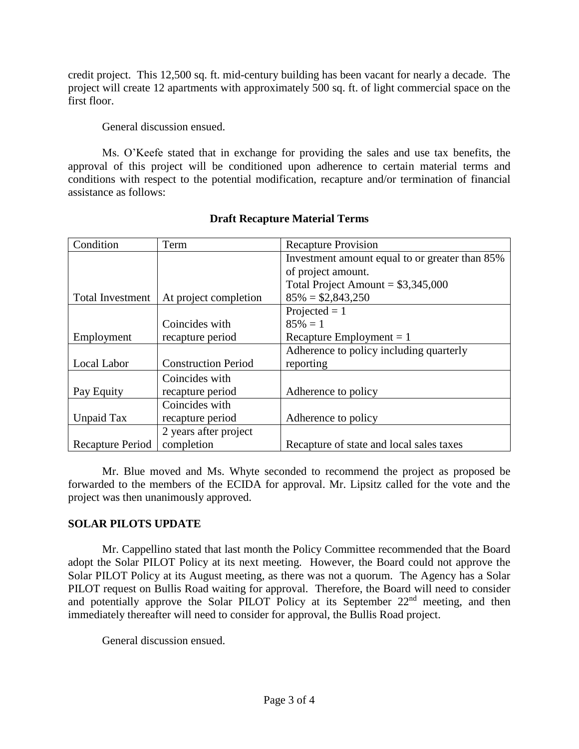credit project. This 12,500 sq. ft. mid-century building has been vacant for nearly a decade. The project will create 12 apartments with approximately 500 sq. ft. of light commercial space on the first floor.

General discussion ensued.

Ms. O'Keefe stated that in exchange for providing the sales and use tax benefits, the approval of this project will be conditioned upon adherence to certain material terms and conditions with respect to the potential modification, recapture and/or termination of financial assistance as follows:

**Draft Recapture Material Terms**

| Condition | Term | Recapture Provision |
|---|---|---|
| Total Investment | At project completion | Investment amount equal to or greater than 85% of project amount. Total Project Amount = $3,345,000 85% = $2,843,250 |
| Employment | Coincides with recapture period | Projected = 1 85% = 1 Recapture Employment = 1 |
| Local Labor | Construction Period | Adherence to policy including quarterly reporting |
| Pay Equity | Coincides with recapture period | Adherence to policy |
| Unpaid Tax | Coincides with recapture period | Adherence to policy |
| Recapture Period | 2 years after project completion | Recapture of state and local sales taxes |

Mr. Blue moved and Ms. Whyte seconded to recommend the project as proposed be forwarded to the members of the ECIDA for approval. Mr. Lipsitz called for the vote and the project was then unanimously approved.

## SOLAR PILOTS UPDATE

Mr. Cappellino stated that last month the Policy Committee recommended that the Board adopt the Solar PILOT Policy at its next meeting. However, the Board could not approve the Solar PILOT Policy at its August meeting, as there was not a quorum. The Agency has a Solar PILOT request on Bullis Road waiting for approval. Therefore, the Board will need to consider and potentially approve the Solar PILOT Policy at its September 22nd meeting, and then immediately thereafter will need to consider for approval, the Bullis Road project.

General discussion ensued.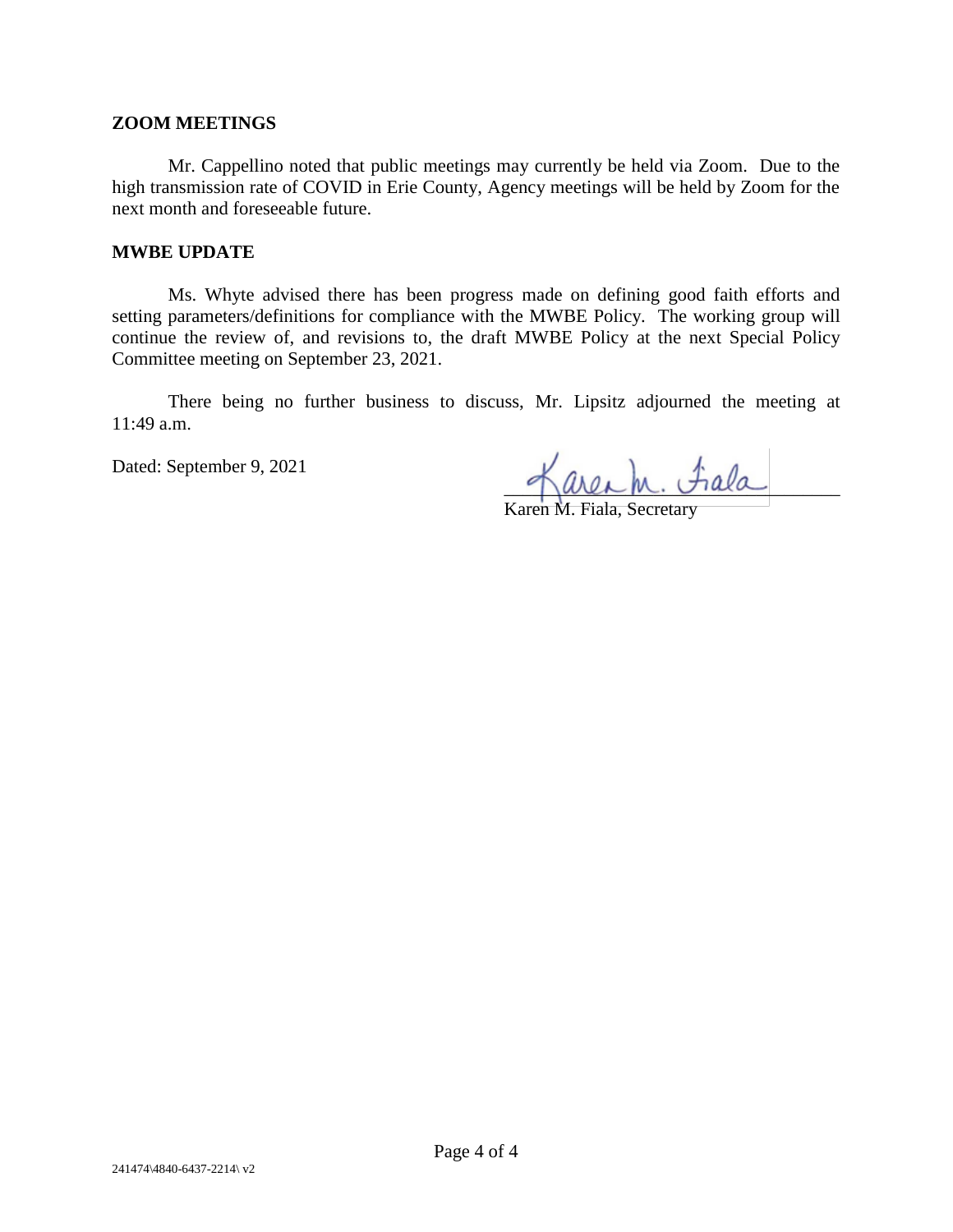## ZOOM MEETINGS

Mr. Cappellino noted that public meetings may currently be held via Zoom. Due to the high transmission rate of COVID in Erie County, Agency meetings will be held by Zoom for the next month and foreseeable future.

## MWBE UPDATE

Ms. Whyte advised there has been progress made on defining good faith efforts and setting parameters/definitions for compliance with the MWBE Policy. The working group will continue the review of, and revisions to, the draft MWBE Policy at the next Special Policy Committee meeting on September 23, 2021.

There being no further business to discuss, Mr. Lipsitz adjourned the meeting at 11:49 a.m.

Dated: September 9, 2021

Karen M. Fiala

Karen M. Fiala, Secretary

241474\4840-6437-2214\ v2